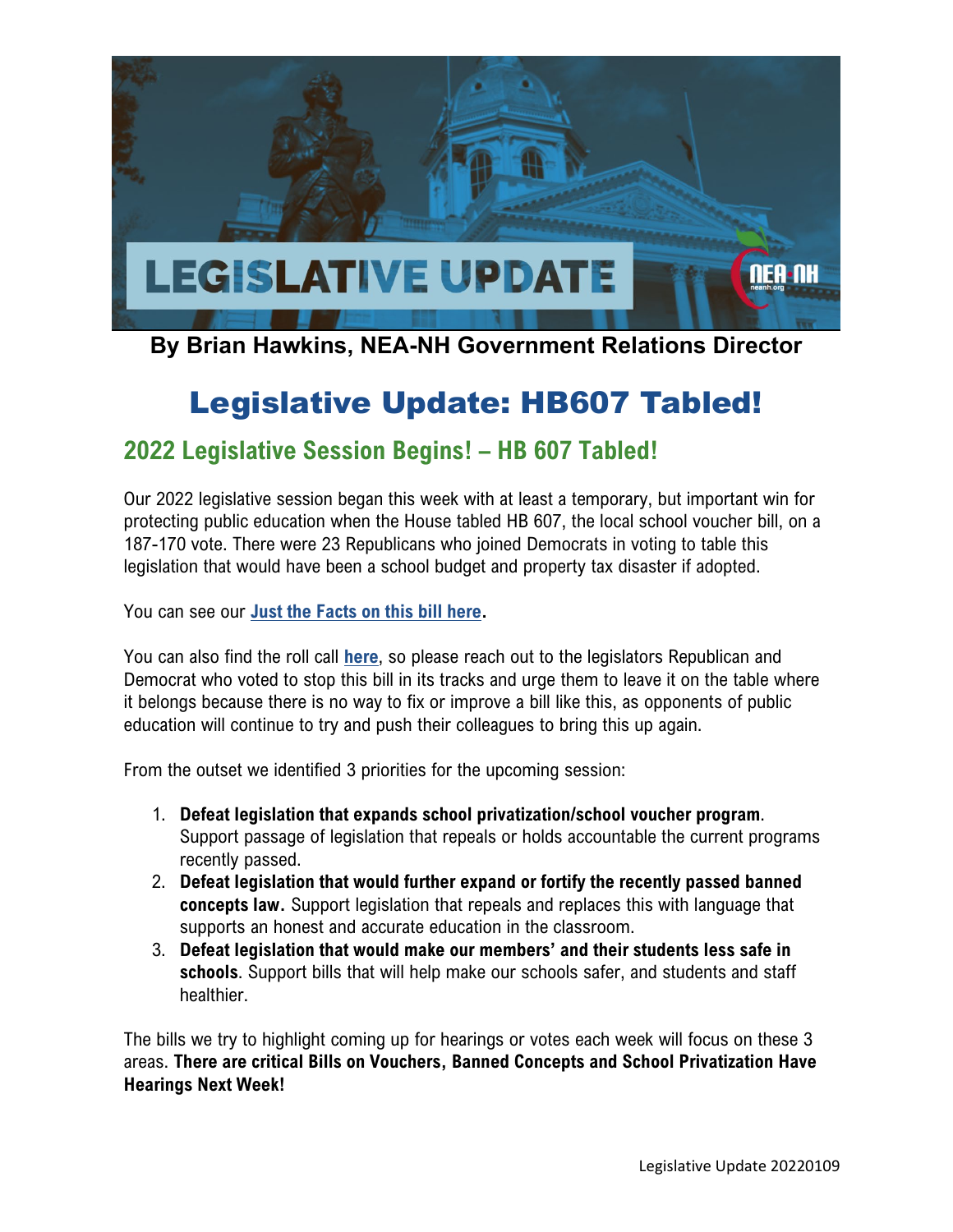LEGISLATIVE UPDATE

**By Brian Hawkins, NEA-NH Government Relations Director**

# Legislative Update: HB607 Tabled!

## 2022 Legislative Session Begins! – HB 607 Tabled!

Our 2022 legislative session began this week with at least a temporary, but important win for protecting public education when the House tabled HB 607, the local school voucher bill, on a 187-170 vote. There were 23 Republicans who joined Democrats in voting to table this legislation that would have been a school budget and property tax disaster if adopted.

You can see our **Just the Facts on this bill here**.

You can also find the roll call **here**, so please reach out to the legislators Republican and Democrat who voted to stop this bill in its tracks and urge them to leave it on the table where it belongs because there is no way to fix or improve a bill like this, as opponents of public education will continue to try and push their colleagues to bring this up again.

From the outset we identified 3 priorities for the upcoming session:

1. **Defeat legislation that expands school privatization/school voucher program**. Support passage of legislation that repeals or holds accountable the current programs recently passed.
2. **Defeat legislation that would further expand or fortify the recently passed banned concepts law.** Support legislation that repeals and replaces this with language that supports an honest and accurate education in the classroom.
3. **Defeat legislation that would make our members' and their students less safe in schools**. Support bills that will help make our schools safer, and students and staff healthier.

The bills we try to highlight coming up for hearings or votes each week will focus on these 3 areas. **There are critical Bills on Vouchers, Banned Concepts and School Privatization Have Hearings Next Week!**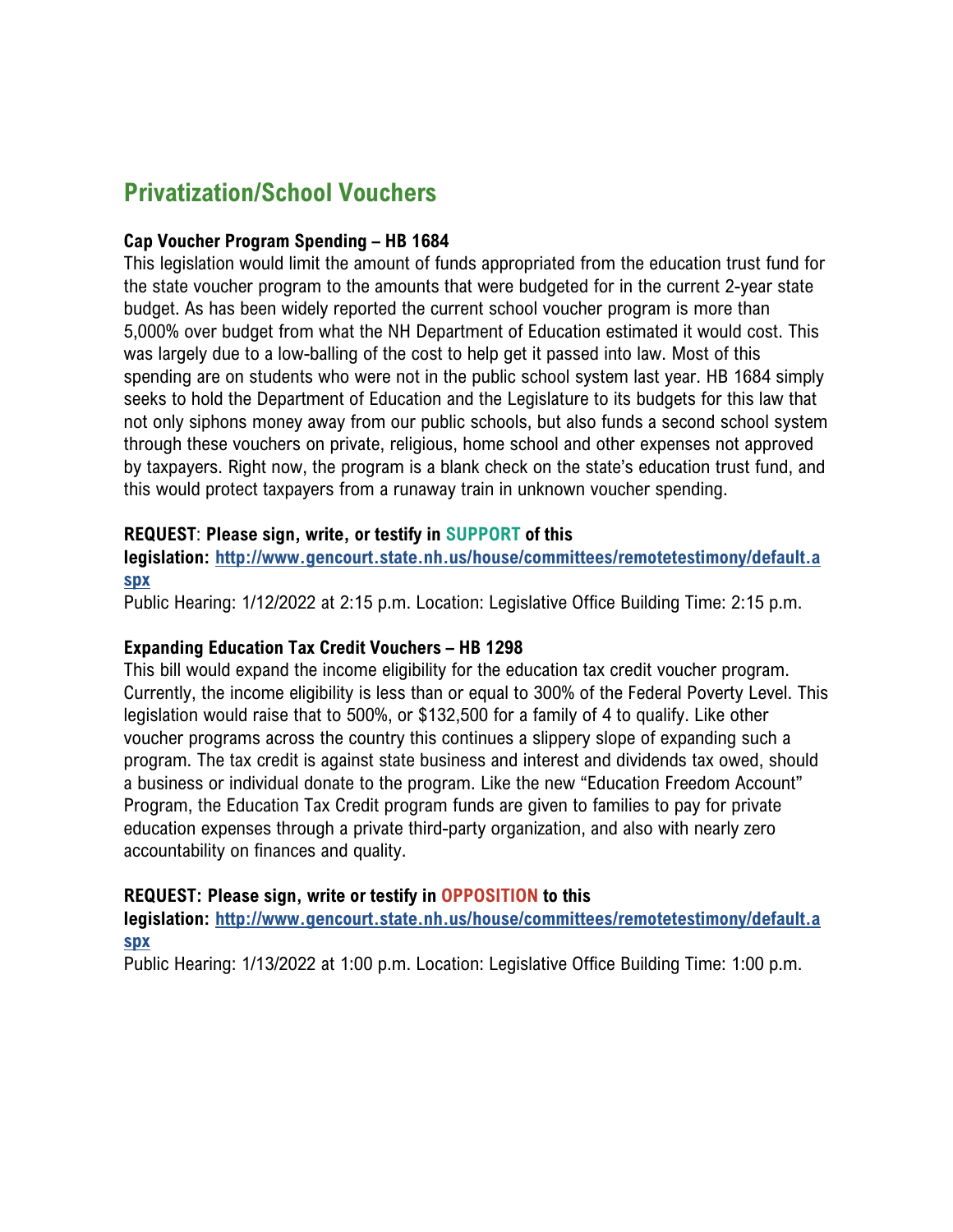## Privatization/School Vouchers

**Cap Voucher Program Spending – HB 1684**

This legislation would limit the amount of funds appropriated from the education trust fund for the state voucher program to the amounts that were budgeted for in the current 2-year state budget. As has been widely reported the current school voucher program is more than 5,000% over budget from what the NH Department of Education estimated it would cost. This was largely due to a low-balling of the cost to help get it passed into law. Most of this spending are on students who were not in the public school system last year. HB 1684 simply seeks to hold the Department of Education and the Legislature to its budgets for this law that not only siphons money away from our public schools, but also funds a second school system through these vouchers on private, religious, home school and other expenses not approved by taxpayers. Right now, the program is a blank check on the state's education trust fund, and this would protect taxpayers from a runaway train in unknown voucher spending.

**REQUEST: Please sign, write, or testify in SUPPORT of this legislation: [http://www.gencourt.state.nh.us/house/committees/remotetestimony/default.aspx](http://www.gencourt.state.nh.us/house/committees/remotetestimony/default.aspx)**

Public Hearing: 1/12/2022 at 2:15 p.m. Location: Legislative Office Building Time: 2:15 p.m.

**Expanding Education Tax Credit Vouchers – HB 1298**

This bill would expand the income eligibility for the education tax credit voucher program. Currently, the income eligibility is less than or equal to 300% of the Federal Poverty Level. This legislation would raise that to 500%, or $132,500 for a family of 4 to qualify. Like other voucher programs across the country this continues a slippery slope of expanding such a program. The tax credit is against state business and interest and dividends tax owed, should a business or individual donate to the program. Like the new "Education Freedom Account" Program, the Education Tax Credit program funds are given to families to pay for private education expenses through a private third-party organization, and also with nearly zero accountability on finances and quality.

**REQUEST: Please sign, write or testify in OPPOSITION to this legislation: [http://www.gencourt.state.nh.us/house/committees/remotetestimony/default.aspx](http://www.gencourt.state.nh.us/house/committees/remotetestimony/default.aspx)**

Public Hearing: 1/13/2022 at 1:00 p.m. Location: Legislative Office Building Time: 1:00 p.m.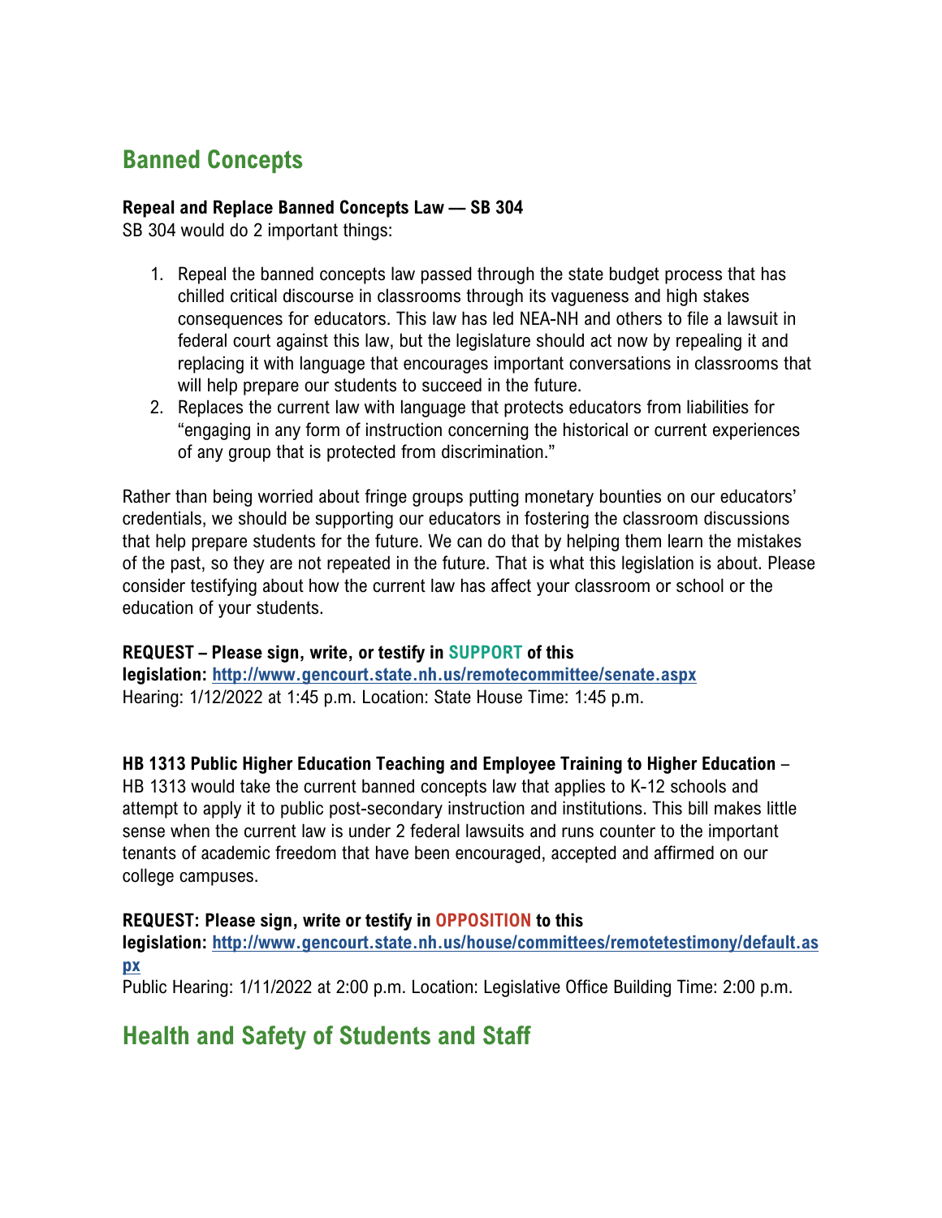## Banned Concepts

**Repeal and Replace Banned Concepts Law — SB 304**
SB 304 would do 2 important things:

1. Repeal the banned concepts law passed through the state budget process that has chilled critical discourse in classrooms through its vagueness and high stakes consequences for educators. This law has led NEA-NH and others to file a lawsuit in federal court against this law, but the legislature should act now by repealing it and replacing it with language that encourages important conversations in classrooms that will help prepare our students to succeed in the future.
2. Replaces the current law with language that protects educators from liabilities for "engaging in any form of instruction concerning the historical or current experiences of any group that is protected from discrimination."

Rather than being worried about fringe groups putting monetary bounties on our educators' credentials, we should be supporting our educators in fostering the classroom discussions that help prepare students for the future. We can do that by helping them learn the mistakes of the past, so they are not repeated in the future. That is what this legislation is about. Please consider testifying about how the current law has affect your classroom or school or the education of your students.

**REQUEST – Please sign, write, or testify in SUPPORT of this legislation: [http://www.gencourt.state.nh.us/remotecommittee/senate.aspx](http://www.gencourt.state.nh.us/remotecommittee/senate.aspx)**
Hearing: 1/12/2022 at 1:45 p.m. Location: State House Time: 1:45 p.m.

**HB 1313 Public Higher Education Teaching and Employee Training to Higher Education** – HB 1313 would take the current banned concepts law that applies to K-12 schools and attempt to apply it to public post-secondary instruction and institutions. This bill makes little sense when the current law is under 2 federal lawsuits and runs counter to the important tenants of academic freedom that have been encouraged, accepted and affirmed on our college campuses.

**REQUEST: Please sign, write or testify in OPPOSITION to this legislation: [http://www.gencourt.state.nh.us/house/committees/remotetestimony/default.aspx](http://www.gencourt.state.nh.us/house/committees/remotetestimony/default.aspx)**
Public Hearing: 1/11/2022 at 2:00 p.m. Location: Legislative Office Building Time: 2:00 p.m.

## Health and Safety of Students and Staff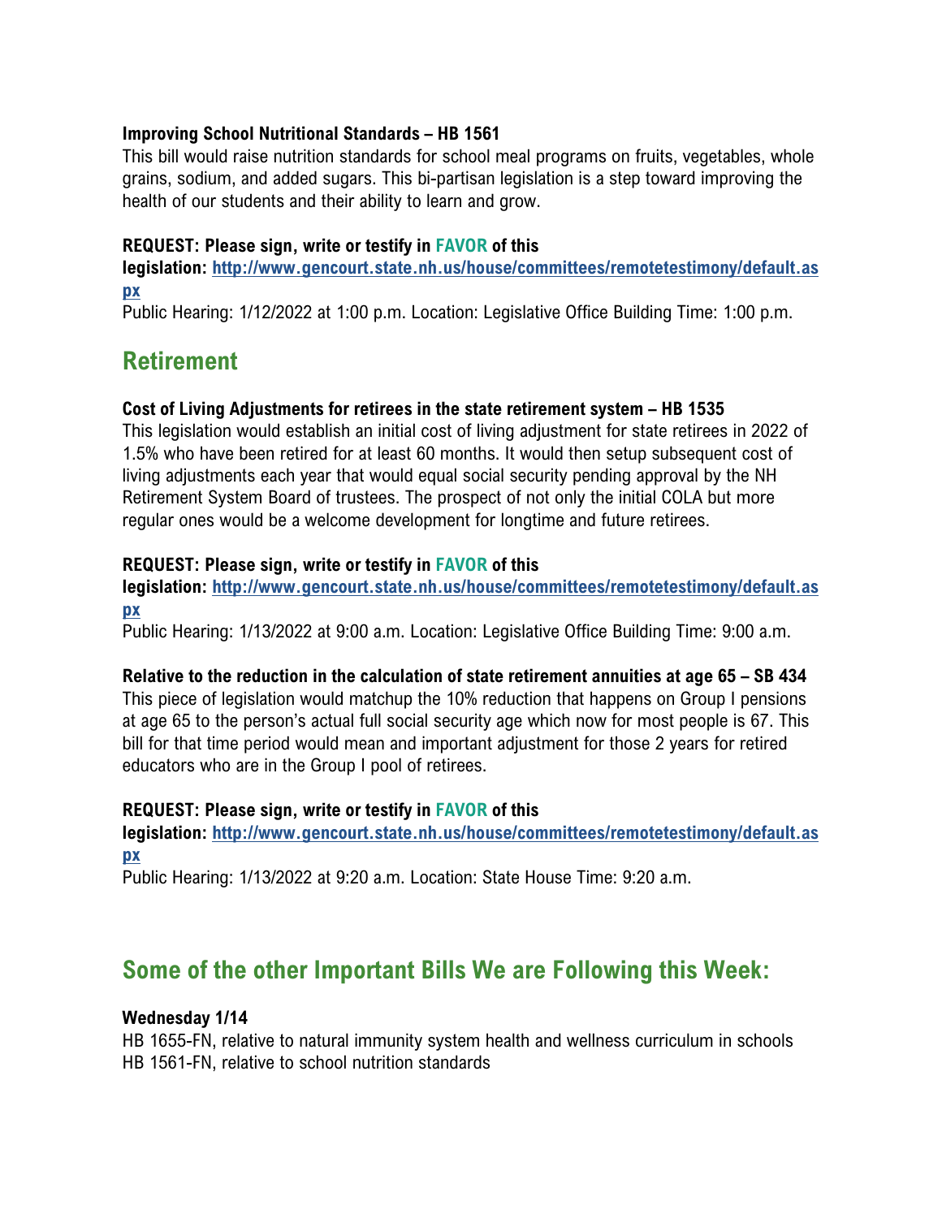**Improving School Nutritional Standards – HB 1561**

This bill would raise nutrition standards for school meal programs on fruits, vegetables, whole grains, sodium, and added sugars. This bi-partisan legislation is a step toward improving the health of our students and their ability to learn and grow.

**REQUEST: Please sign, write or testify in FAVOR of this legislation: [http://www.gencourt.state.nh.us/house/committees/remotetestimony/default.aspx](http://www.gencourt.state.nh.us/house/committees/remotetestimony/default.aspx)**

Public Hearing: 1/12/2022 at 1:00 p.m. Location: Legislative Office Building Time: 1:00 p.m.

## Retirement

**Cost of Living Adjustments for retirees in the state retirement system – HB 1535**

This legislation would establish an initial cost of living adjustment for state retirees in 2022 of 1.5% who have been retired for at least 60 months. It would then setup subsequent cost of living adjustments each year that would equal social security pending approval by the NH Retirement System Board of trustees. The prospect of not only the initial COLA but more regular ones would be a welcome development for longtime and future retirees.

**REQUEST: Please sign, write or testify in FAVOR of this legislation: [http://www.gencourt.state.nh.us/house/committees/remotetestimony/default.aspx](http://www.gencourt.state.nh.us/house/committees/remotetestimony/default.aspx)**

Public Hearing: 1/13/2022 at 9:00 a.m. Location: Legislative Office Building Time: 9:00 a.m.

**Relative to the reduction in the calculation of state retirement annuities at age 65 – SB 434**

This piece of legislation would matchup the 10% reduction that happens on Group I pensions at age 65 to the person's actual full social security age which now for most people is 67. This bill for that time period would mean and important adjustment for those 2 years for retired educators who are in the Group I pool of retirees.

**REQUEST: Please sign, write or testify in FAVOR of this legislation: [http://www.gencourt.state.nh.us/house/committees/remotetestimony/default.aspx](http://www.gencourt.state.nh.us/house/committees/remotetestimony/default.aspx)**

Public Hearing: 1/13/2022 at 9:20 a.m. Location: State House Time: 9:20 a.m.

## Some of the other Important Bills We are Following this Week:

**Wednesday 1/14**

HB 1655-FN, relative to natural immunity system health and wellness curriculum in schools
HB 1561-FN, relative to school nutrition standards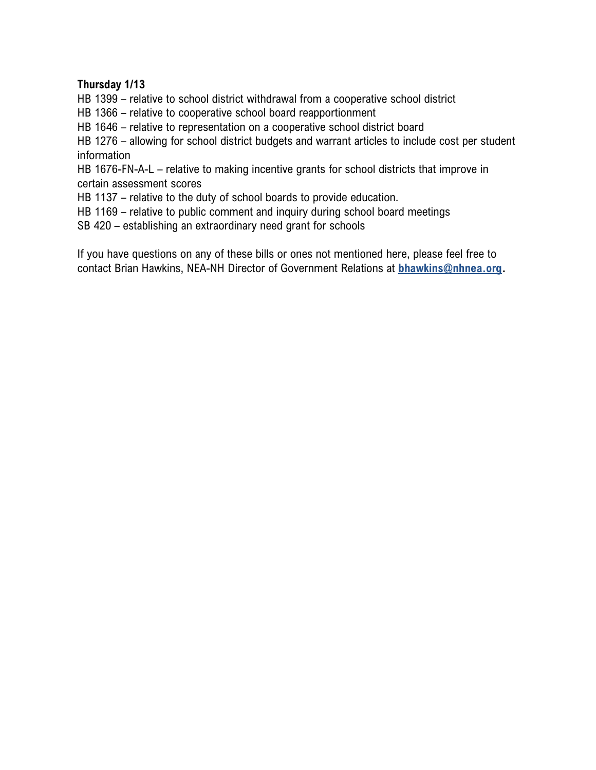**Thursday 1/13**

HB 1399 – relative to school district withdrawal from a cooperative school district
HB 1366 – relative to cooperative school board reapportionment
HB 1646 – relative to representation on a cooperative school district board
HB 1276 – allowing for school district budgets and warrant articles to include cost per student information
HB 1676-FN-A-L – relative to making incentive grants for school districts that improve in certain assessment scores
HB 1137 – relative to the duty of school boards to provide education.
HB 1169 – relative to public comment and inquiry during school board meetings
SB 420 – establishing an extraordinary need grant for schools

If you have questions on any of these bills or ones not mentioned here, please feel free to contact Brian Hawkins, NEA-NH Director of Government Relations at **bhawkins@nhnea.org**.